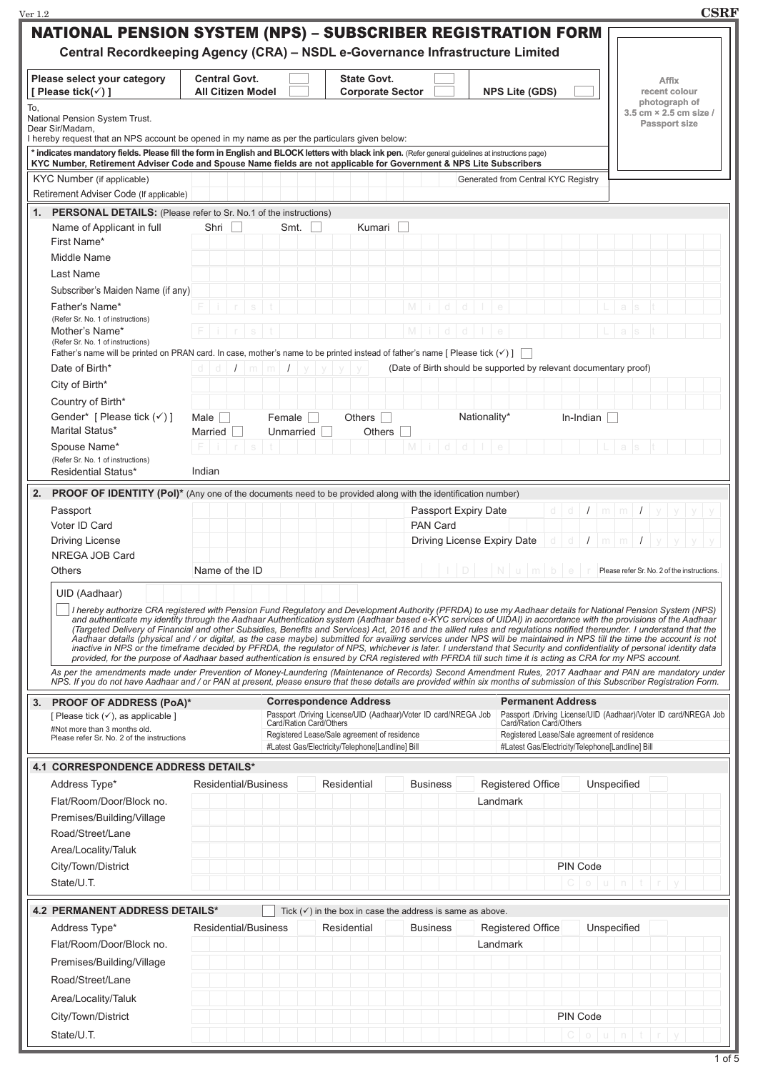# NATIONAL PENSION SYSTEM (NPS) – SUBSCRIBER REGISTRATION FORM

**Central Recordkeeping Agency (CRA) – NSDL e-Governance Infrastructure Limited**

Ver 1.2 | CSRF

Affix recent colour photograph of 3.5 cm × 2.5 cm size / Passport size

| Please select your category [ Please tick(✓) ] | Central Govt. ☐ | State Govt. ☐ | |
|---|---|---|---|
| | All Citizen Model ☐ | Corporate Sector ☐ | NPS Lite (GDS) ☐ |

To,
National Pension System Trust.
Dear Sir/Madam,
I hereby request that an NPS account be opened in my name as per the particulars given below:

**\* indicates mandatory fields. Please fill the form in English and BLOCK letters with black ink pen.** (Refer general guidelines at instructions page)
**KYC Number, Retirement Adviser Code and Spouse Name fields are not applicable for Government & NPS Lite Subscribers**

KYC Number (if applicable) ________ Generated from Central KYC Registry

Retirement Adviser Code (If applicable) ________

## 1. PERSONAL DETAILS: (Please refer to Sr. No.1 of the instructions)

Name of Applicant in full: Shri ☐ Smt. ☐ Kumari ☐

First Name*

Middle Name

Last Name

Subscriber's Maiden Name (if any)

Father's Name* (Refer Sr. No. 1 of instructions): First / Middle / Last

Mother's Name* (Refer Sr. No. 1 of instructions): First / Middle / Last

Father's name will be printed on PRAN card. In case, mother's name to be printed instead of father's name [ Please tick (✓) ] ☐

Date of Birth*: dd / mm / yyyy (Date of Birth should be supported by relevant documentary proof)

City of Birth*

Country of Birth*

Gender* [ Please tick (✓) ]: Male ☐ Female ☐ Others ☐ Nationality*: In-Indian ☐

Marital Status*: Married ☐ Unmarried ☐ Others ☐

Spouse Name* (Refer Sr. No. 1 of instructions): First / Middle / Last

Residential Status*: Indian

## 2. PROOF OF IDENTITY (PoI)* (Any one of the documents need to be provided along with the identification number)

Passport ________ Passport Expiry Date dd / mm / yyyy

Voter ID Card ________ PAN Card ________

Driving License ________ Driving License Expiry Date dd / mm / yyyy

NREGA JOB Card ________

Others: Name of the ID ________ ID Number ________ Please refer Sr. No. 2 of the instructions.

UID (Aadhaar) ________

☐ *I hereby authorize CRA registered with Pension Fund Regulatory and Development Authority (PFRDA) to use my Aadhaar details for National Pension System (NPS) and authenticate my identity through the Aadhaar Authentication system (Aadhaar based e-KYC services of UIDAI) in accordance with the provisions of the Aadhaar (Targeted Delivery of Financial and other Subsidies, Benefits and Services) Act, 2016 and the allied rules and regulations notified thereunder. I understand that the Aadhaar details (physical and / or digital, as the case maybe) submitted for availing services under NPS will be maintained in NPS till the time the account is not inactive in NPS or the timeframe decided by PFRDA, the regulator of NPS, whichever is later. I understand that Security and confidentiality of personal identity data provided, for the purpose of Aadhaar based authentication is ensured by CRA registered with PFRDA till such time it is acting as CRA for my NPS account.*

*As per the amendments made under Prevention of Money-Laundering (Maintenance of Records) Second Amendment Rules, 2017 Aadhaar and PAN are mandatory under NPS. If you do not have Aadhaar and / or PAN at present, please ensure that these details are provided within six months of submission of this Subscriber Registration Form.*

## 3. PROOF OF ADDRESS (PoA)*

[ Please tick (✓), as applicable ]
#Not more than 3 months old.
Please refer Sr. No. 2 of the instructions

| Correspondence Address | Permanent Address |
|---|---|
| Passport /Driving License/UID (Aadhaar)/Voter ID card/NREGA Job Card/Ration Card/Others | Passport /Driving License/UID (Aadhaar)/Voter ID card/NREGA Job Card/Ration Card/Others |
| Registered Lease/Sale agreement of residence | Registered Lease/Sale agreement of residence |
| #Latest Gas/Electricity/Telephone[Landline] Bill | #Latest Gas/Electricity/Telephone[Landline] Bill |

## 4.1 CORRESPONDENCE ADDRESS DETAILS*

Address Type*: Residential/Business ☐ Residential ☐ Business ☐ Registered Office ☐ Unspecified ☐

Flat/Room/Door/Block no. ________ Landmark ________

Premises/Building/Village

Road/Street/Lane

Area/Locality/Taluk

City/Town/District ________ PIN Code ________

State/U.T. ________ Country ________

## 4.2 PERMANENT ADDRESS DETAILS*

☐ Tick (✓) in the box in case the address is same as above.

Address Type*: Residential/Business ☐ Residential ☐ Business ☐ Registered Office ☐ Unspecified ☐

Flat/Room/Door/Block no. ________ Landmark ________

Premises/Building/Village

Road/Street/Lane

Area/Locality/Taluk

City/Town/District ________ PIN Code ________

State/U.T. ________ Country ________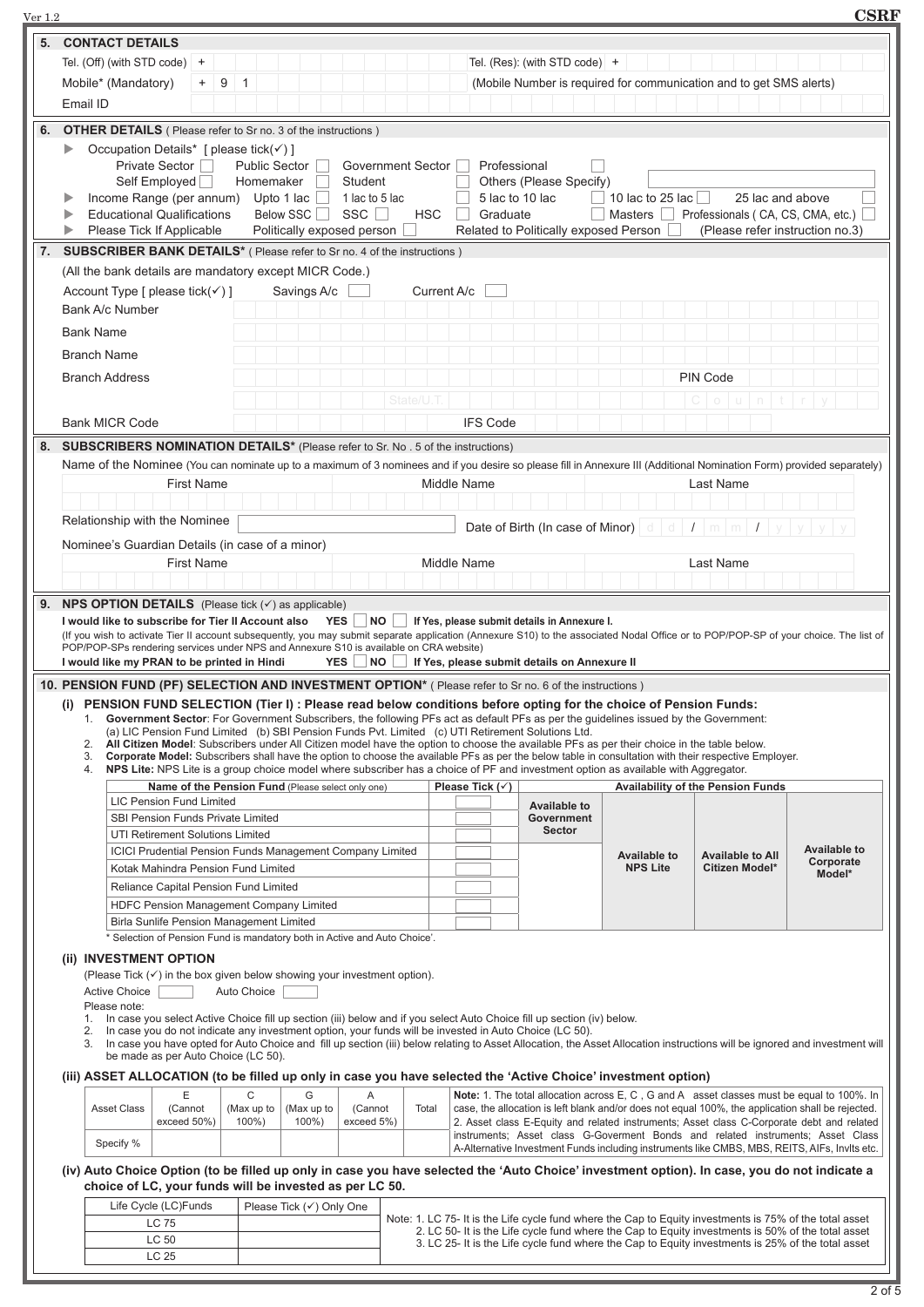Ver 1.2

**CSRF**

## 5. CONTACT DETAILS

Tel. (Off) (with STD code) +

Tel. (Res): (with STD code) +

Mobile* (Mandatory) + 9 1

(Mobile Number is required for communication and to get SMS alerts)

Email ID

## 6. OTHER DETAILS (Please refer to Sr no. 3 of the instructions)

- Occupation Details* [ please tick(✓) ]
  - Private Sector ☐ Public Sector ☐ Government Sector ☐ Professional ☐
  - Self Employed ☐ Homemaker ☐ Student ☐ Others (Please Specify)
- Income Range (per annum) Upto 1 lac ☐ 1 lac to 5 lac ☐ 5 lac to 10 lac ☐ 10 lac to 25 lac ☐ 25 lac and above ☐
- Educational Qualifications Below SSC ☐ SSC ☐ HSC ☐ Graduate ☐ Masters ☐ Professionals ( CA, CS, CMA, etc.) ☐
- Please Tick If Applicable Politically exposed person ☐ Related to Politically exposed Person ☐ (Please refer instruction no.3)

## 7. SUBSCRIBER BANK DETAILS* (Please refer to Sr no. 4 of the instructions)

(All the bank details are mandatory except MICR Code.)

Account Type [ please tick(✓) ] Savings A/c ☐ Current A/c ☐

Bank A/c Number

Bank Name

Branch Name

Branch Address PIN Code

State/U.T Country

Bank MICR Code IFS Code

## 8. SUBSCRIBERS NOMINATION DETAILS* (Please refer to Sr. No . 5 of the instructions)

Name of the Nominee (You can nominate up to a maximum of 3 nominees and if you desire so please fill in Annexure III (Additional Nomination Form) provided separately)

| First Name | Middle Name | Last Name |
|---|---|---|
| | | |

Relationship with the Nominee

Date of Birth (In case of Minor) d d / m m / y y y y

Nominee's Guardian Details (in case of a minor)

| First Name | Middle Name | Last Name |
|---|---|---|
| | | |

## 9. NPS OPTION DETAILS (Please tick (✓) as applicable)

**I would like to subscribe for Tier II Account also** YES ☐ NO ☐ **If Yes, please submit details in Annexure I.**

(If you wish to activate Tier II account subsequently, you may submit separate application (Annexure S10) to the associated Nodal Office or to POP/POP-SP of your choice. The list of POP/POP-SPs rendering services under NPS and Annexure S10 is available on CRA website)

**I would like my PRAN to be printed in Hindi** YES ☐ NO ☐ **If Yes, please submit details on Annexure II**

## 10. PENSION FUND (PF) SELECTION AND INVESTMENT OPTION* (Please refer to Sr no. 6 of the instructions)

### (i) PENSION FUND SELECTION (Tier I) : Please read below conditions before opting for the choice of Pension Funds:

1. **Government Sector**: For Government Subscribers, the following PFs act as default PFs as per the guidelines issued by the Government: (a) LIC Pension Fund Limited (b) SBI Pension Funds Pvt. Limited (c) UTI Retirement Solutions Ltd.
2. **All Citizen Model**: Subscribers under All Citizen model have the option to choose the available PFs as per their choice in the table below.
3. **Corporate Model:** Subscribers shall have the option to choose the available PFs as per the below table in consultation with their respective Employer.
4. **NPS Lite:** NPS Lite is a group choice model where subscriber has a choice of PF and investment option as available with Aggregator.

| Name of the Pension Fund (Please select only one) | Please Tick (✓) | Availability of the Pension Funds | | | |
|---|---|---|---|---|---|
| LIC Pension Fund Limited | | Available to Government Sector | Available to NPS Lite | Available to All Citizen Model* | Available to Corporate Model* |
| SBI Pension Funds Private Limited | | | | | |
| UTI Retirement Solutions Limited | | | | | |
| ICICI Prudential Pension Funds Management Company Limited | | | | | |
| Kotak Mahindra Pension Fund Limited | | | | | |
| Reliance Capital Pension Fund Limited | | | | | |
| HDFC Pension Management Company Limited | | | | | |
| Birla Sunlife Pension Management Limited | | | | | |

\* Selection of Pension Fund is mandatory both in Active and Auto Choice'.

### (ii) INVESTMENT OPTION

(Please Tick (✓) in the box given below showing your investment option).

Active Choice ☐ Auto Choice ☐

Please note:

1. In case you select Active Choice fill up section (iii) below and if you select Auto Choice fill up section (iv) below.
2. In case you do not indicate any investment option, your funds will be invested in Auto Choice (LC 50).
3. In case you have opted for Auto Choice and fill up section (iii) below relating to Asset Allocation, the Asset Allocation instructions will be ignored and investment will be made as per Auto Choice (LC 50).

### (iii) ASSET ALLOCATION (to be filled up only in case you have selected the 'Active Choice' investment option)

| Asset Class | E (Cannot exceed 50%) | C (Max up to 100%) | G (Max up to 100%) | A (Cannot exceed 5%) | Total |
|---|---|---|---|---|---|
| Specify % | | | | | |

**Note:** 1. The total allocation across E, C , G and A asset classes must be equal to 100%. In case, the allocation is left blank and/or does not equal 100%, the application shall be rejected. 2. Asset class E-Equity and related instruments; Asset class C-Corporate debt and related instruments; Asset class G-Goverment Bonds and related instruments; Asset Class A-Alternative Investment Funds including instruments like CMBS, MBS, REITS, AIFs, InvIts etc.

### (iv) Auto Choice Option (to be filled up only in case you have selected the 'Auto Choice' investment option). In case, you do not indicate a choice of LC, your funds will be invested as per LC 50.

| Life Cycle (LC)Funds | Please Tick (✓) Only One |
|---|---|
| LC 75 | |
| LC 50 | |
| LC 25 | |

Note: 1. LC 75- It is the Life cycle fund where the Cap to Equity investments is 75% of the total asset
2. LC 50- It is the Life cycle fund where the Cap to Equity investments is 50% of the total asset
3. LC 25- It is the Life cycle fund where the Cap to Equity investments is 25% of the total asset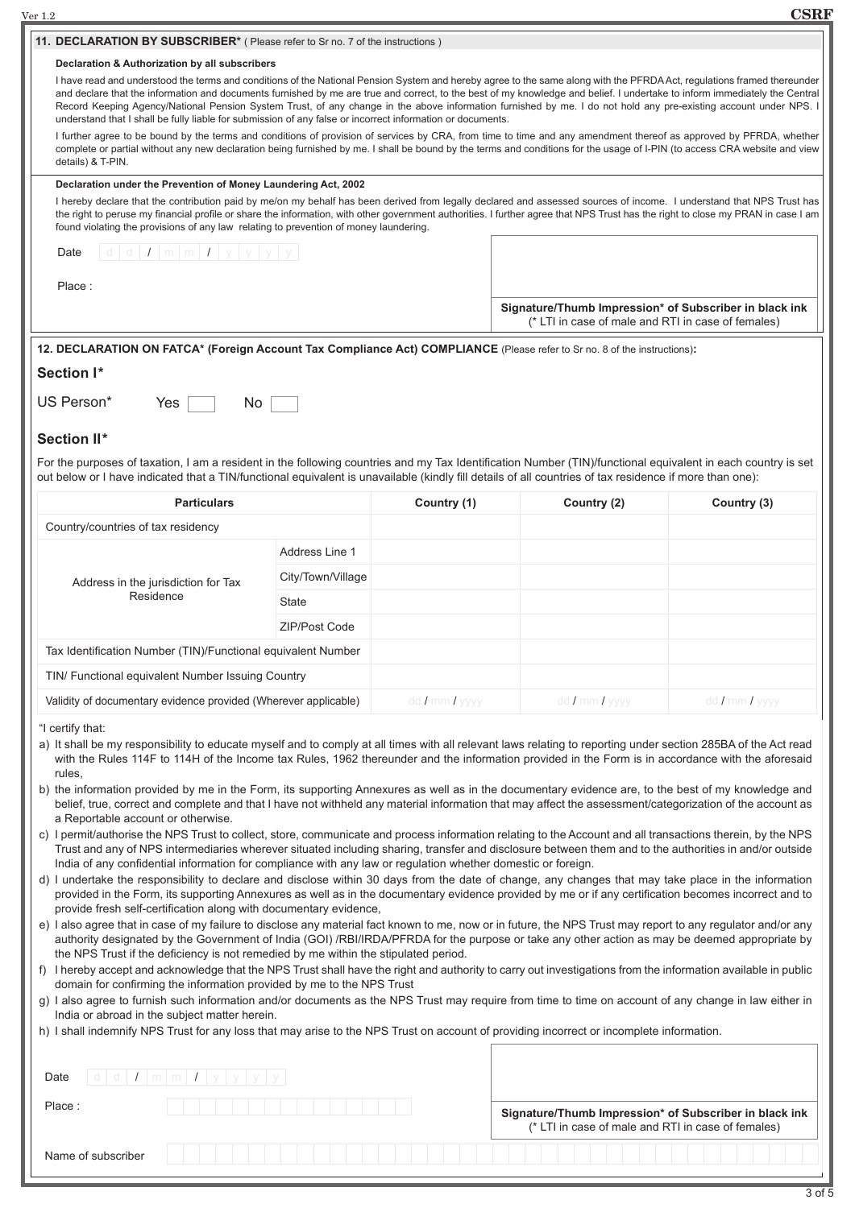## 11. DECLARATION BY SUBSCRIBER* ( Please refer to Sr no. 7 of the instructions )

**Declaration & Authorization by all subscribers**

I have read and understood the terms and conditions of the National Pension System and hereby agree to the same along with the PFRDA Act, regulations framed thereunder and declare that the information and documents furnished by me are true and correct, to the best of my knowledge and belief. I undertake to inform immediately the Central Record Keeping Agency/National Pension System Trust, of any change in the above information furnished by me. I do not hold any pre-existing account under NPS. I understand that I shall be fully liable for submission of any false or incorrect information or documents.

I further agree to be bound by the terms and conditions of provision of services by CRA, from time to time and any amendment thereof as approved by PFRDA, whether complete or partial without any new declaration being furnished by me. I shall be bound by the terms and conditions for the usage of I-PIN (to access CRA website and view details) & T-PIN.

**Declaration under the Prevention of Money Laundering Act, 2002**

I hereby declare that the contribution paid by me/on my behalf has been derived from legally declared and assessed sources of income. I understand that NPS Trust has the right to peruse my financial profile or share the information, with other government authorities. I further agree that NPS Trust has the right to close my PRAN in case I am found violating the provisions of any law relating to prevention of money laundering.

Date d d / m m / y y y y

Place :

**Signature/Thumb Impression* of Subscriber in black ink**
(* LTI in case of male and RTI in case of females)

## 12. DECLARATION ON FATCA* (Foreign Account Tax Compliance Act) COMPLIANCE (Please refer to Sr no. 8 of the instructions):

### Section I*

US Person* Yes ☐ No ☐

### Section II*

For the purposes of taxation, I am a resident in the following countries and my Tax Identification Number (TIN)/functional equivalent in each country is set out below or I have indicated that a TIN/functional equivalent is unavailable (kindly fill details of all countries of tax residence if more than one):

| Particulars | | Country (1) | Country (2) | Country (3) |
|---|---|---|---|---|
| Country/countries of tax residency | | | | |
| Address in the jurisdiction for Tax Residence | Address Line 1 | | | |
| | City/Town/Village | | | |
| | State | | | |
| | ZIP/Post Code | | | |
| Tax Identification Number (TIN)/Functional equivalent Number | | | | |
| TIN/ Functional equivalent Number Issuing Country | | | | |
| Validity of documentary evidence provided (Wherever applicable) | | dd / mm / yyyy | dd / mm / yyyy | dd / mm / yyyy |

"I certify that:

a) It shall be my responsibility to educate myself and to comply at all times with all relevant laws relating to reporting under section 285BA of the Act read with the Rules 114F to 114H of the Income tax Rules, 1962 thereunder and the information provided in the Form is in accordance with the aforesaid rules,

b) the information provided by me in the Form, its supporting Annexures as well as in the documentary evidence are, to the best of my knowledge and belief, true, correct and complete and that I have not withheld any material information that may affect the assessment/categorization of the account as a Reportable account or otherwise.

c) I permit/authorise the NPS Trust to collect, store, communicate and process information relating to the Account and all transactions therein, by the NPS Trust and any of NPS intermediaries wherever situated including sharing, transfer and disclosure between them and to the authorities in and/or outside India of any confidential information for compliance with any law or regulation whether domestic or foreign.

d) I undertake the responsibility to declare and disclose within 30 days from the date of change, any changes that may take place in the information provided in the Form, its supporting Annexures as well as in the documentary evidence provided by me or if any certification becomes incorrect and to provide fresh self-certification along with documentary evidence,

e) I also agree that in case of my failure to disclose any material fact known to me, now or in future, the NPS Trust may report to any regulator and/or any authority designated by the Government of India (GOI) /RBI/IRDA/PFRDA for the purpose or take any other action as may be deemed appropriate by the NPS Trust if the deficiency is not remedied by me within the stipulated period.

f) I hereby accept and acknowledge that the NPS Trust shall have the right and authority to carry out investigations from the information available in public domain for confirming the information provided by me to the NPS Trust

g) I also agree to furnish such information and/or documents as the NPS Trust may require from time to time on account of any change in law either in India or abroad in the subject matter herein.

h) I shall indemnify NPS Trust for any loss that may arise to the NPS Trust on account of providing incorrect or incomplete information.

Date d d / m m / y y y y

Place :

**Signature/Thumb Impression* of Subscriber in black ink**
(* LTI in case of male and RTI in case of females)

Name of subscriber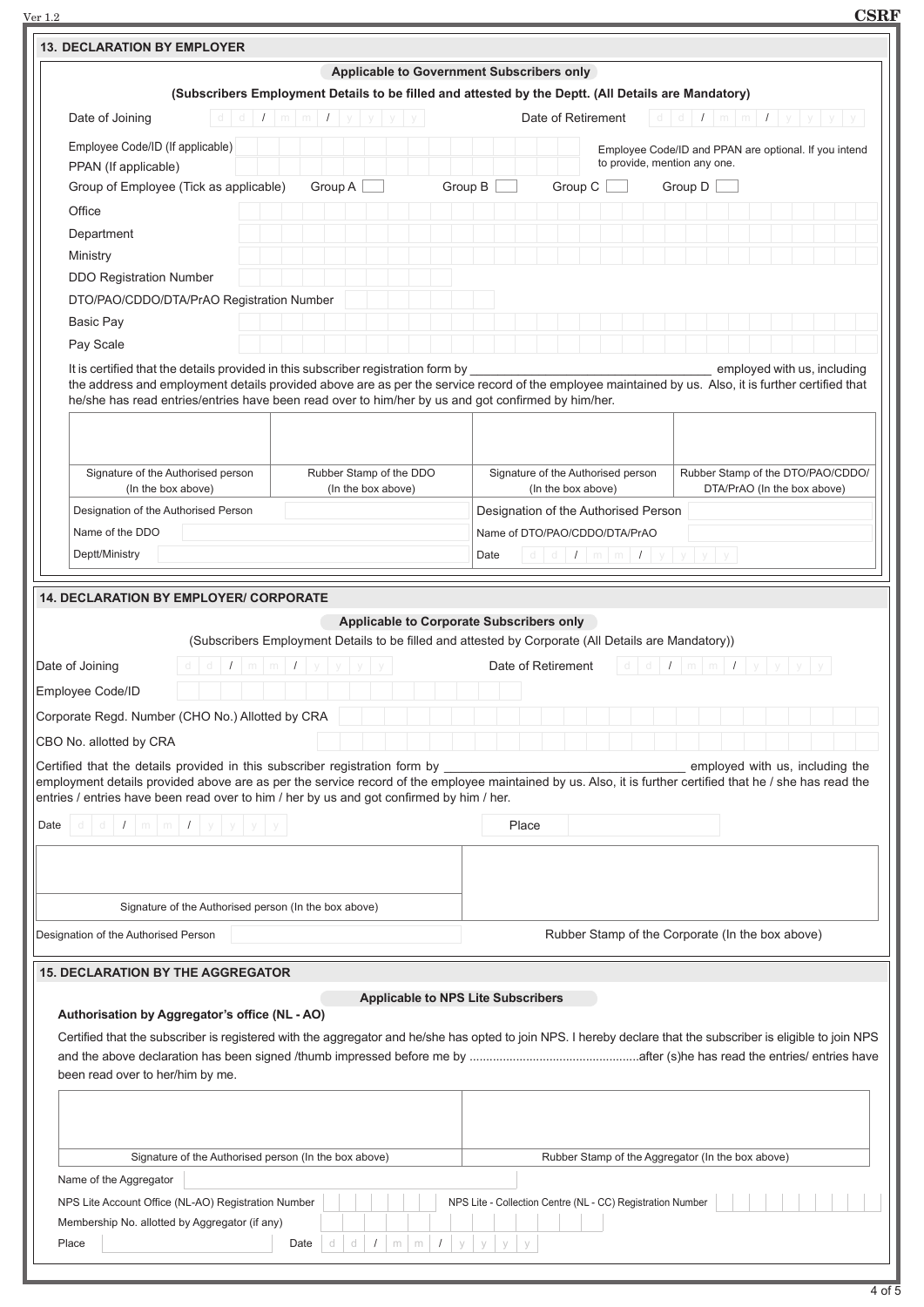## 13. DECLARATION BY EMPLOYER

**Applicable to Government Subscribers only**

**(Subscribers Employment Details to be filled and attested by the Deptt. (All Details are Mandatory)**

Date of Joining d d / m m / y y y y    Date of Retirement d d / m m / y y y y

Employee Code/ID (If applicable)

PPAN (If applicable)

Employee Code/ID and PPAN are optional. If you intend to provide, mention any one.

Group of Employee (Tick as applicable)   Group A ☐   Group B ☐   Group C ☐   Group D ☐

Office

Department

Ministry

DDO Registration Number

DTO/PAO/CDDO/DTA/PrAO Registration Number

Basic Pay

Pay Scale

It is certified that the details provided in this subscriber registration form by ________________________________ employed with us, including the address and employment details provided above are as per the service record of the employee maintained by us. Also, it is further certified that he/she has read entries/entries have been read over to him/her by us and got confirmed by him/her.

| Signature of the Authorised person (In the box above) | Rubber Stamp of the DDO (In the box above) | Signature of the Authorised person (In the box above) | Rubber Stamp of the DTO/PAO/CDDO/ DTA/PrAO (In the box above) |
|---|---|---|---|
| Designation of the Authorised Person | | Designation of the Authorised Person | |
| Name of the DDO | | Name of DTO/PAO/CDDO/DTA/PrAO | |
| Deptt/Ministry | | Date | d d / m m / y y y y |

## 14. DECLARATION BY EMPLOYER/ CORPORATE

**Applicable to Corporate Subscribers only**

(Subscribers Employment Details to be filled and attested by Corporate (All Details are Mandatory))

Date of Joining d d / m m / y y y y    Date of Retirement d d / m m / y y y y

Employee Code/ID

Corporate Regd. Number (CHO No.) Allotted by CRA

CBO No. allotted by CRA

Certified that the details provided in this subscriber registration form by ________________________________ employed with us, including the employment details provided above are as per the service record of the employee maintained by us. Also, it is further certified that he / she has read the entries / entries have been read over to him / her by us and got confirmed by him / her.

Date d d / m m / y y y y    Place

| Signature of the Authorised person (In the box above) | Rubber Stamp of the Corporate (In the box above) |
|---|---|
| Designation of the Authorised Person | |

## 15. DECLARATION BY THE AGGREGATOR

**Applicable to NPS Lite Subscribers**

**Authorisation by Aggregator's office (NL - AO)**

Certified that the subscriber is registered with the aggregator and he/she has opted to join NPS. I hereby declare that the subscriber is eligible to join NPS and the above declaration has been signed /thumb impressed before me by ..................................................after (s)he has read the entries/ entries have been read over to her/him by me.

| Signature of the Authorised person (In the box above) | Rubber Stamp of the Aggregator (In the box above) |
|---|---|

Name of the Aggregator

NPS Lite Account Office (NL-AO) Registration Number    NPS Lite - Collection Centre (NL - CC) Registration Number

Membership No. allotted by Aggregator (if any)

Place    Date d d / m m / y y y y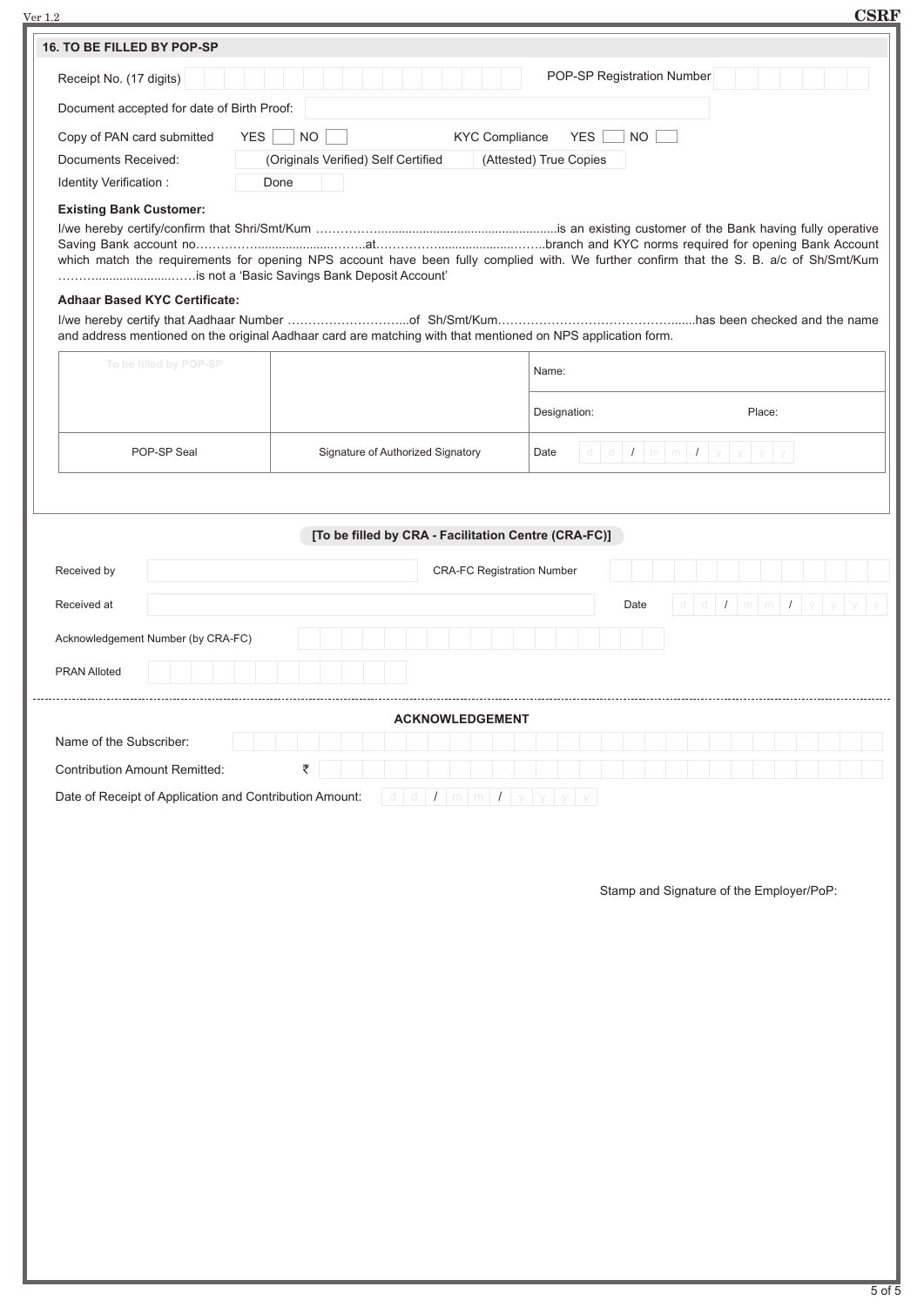## 16. TO BE FILLED BY POP-SP

Receipt No. (17 digits) | | | | | | | | | | | | | | | | | | POP-SP Registration Number | | | | | | | |

Document accepted for date of Birth Proof:

Copy of PAN card submitted YES ☐ NO ☐ KYC Compliance YES ☐ NO ☐

Documents Received: (Originals Verified) Self Certified (Attested) True Copies

Identity Verification : Done

**Existing Bank Customer:**

I/we hereby certify/confirm that Shri/Smt/Kum ……………...................................................is an existing customer of the Bank having fully operative Saving Bank account no……………..........................……..at……………......................……..branch and KYC norms required for opening Bank Account which match the requirements for opening NPS account have been fully complied with. We further confirm that the S. B. a/c of Sh/Smt/Kum ……….......................……is not a 'Basic Savings Bank Deposit Account'

**Adhaar Based KYC Certificate:**

I/we hereby certify that Aadhaar Number ………………………...of Sh/Smt/Kum……………………………………......has been checked and the name and address mentioned on the original Aadhaar card are matching with that mentioned on NPS application form.

| To be filled by POP-SP | | Name: |
|---|---|---|
| | | Designation: Place: |
| POP-SP Seal | Signature of Authorized Signatory | Date d d / m m / y y y y |

**[To be filled by CRA - Facilitation Centre (CRA-FC)]**

Received by | | CRA-FC Registration Number | | | | | | | | | | | | | |

Received at | | Date d d / m m / y y y y

Acknowledgement Number (by CRA-FC) | | | | | | | | | | | | | | | | | |

PRAN Alloted | | | | | | | | | | | | | |

---

**ACKNOWLEDGEMENT**

Name of the Subscriber:

Contribution Amount Remitted: ₹

Date of Receipt of Application and Contribution Amount: d d / m m / y y y y

Stamp and Signature of the Employer/PoP: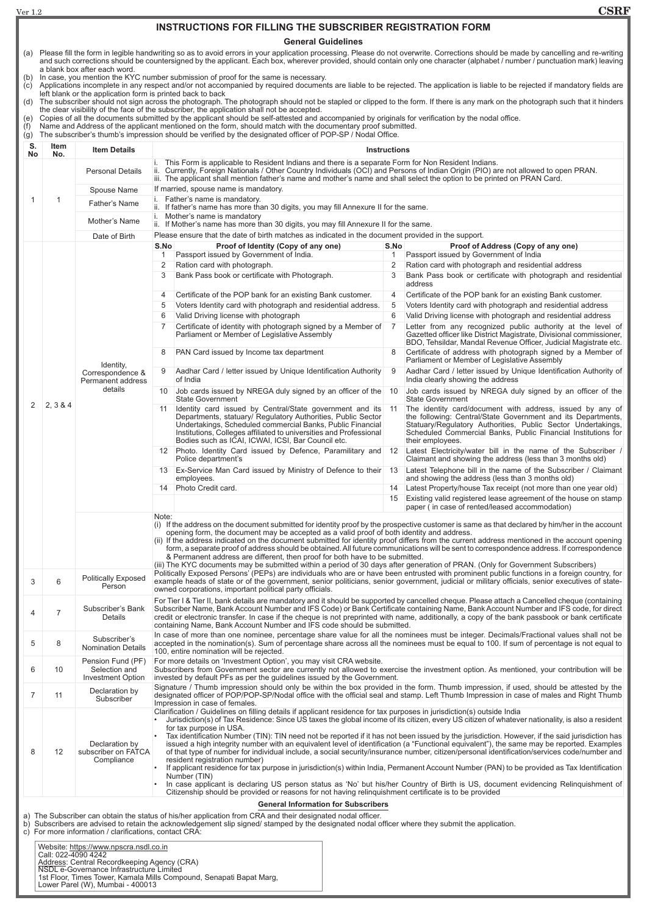# INSTRUCTIONS FOR FILLING THE SUBSCRIBER REGISTRATION FORM

## General Guidelines

(a) Please fill the form in legible handwriting so as to avoid errors in your application processing. Please do not overwrite. Corrections should be made by cancelling and re-writing and such corrections should be countersigned by the applicant. Each box, wherever provided, should contain only one character (alphabet / number / punctuation mark) leaving a blank box after each word.
(b) In case, you mention the KYC number submission of proof for the same is necessary.
(c) Applications incomplete in any respect and/or not accompanied by required documents are liable to be rejected. The application is liable to be rejected if mandatory fields are left blank or the application form is printed back to back
(d) The subscriber should not sign across the photograph. The photograph should not be stapled or clipped to the form. If there is any mark on the photograph such that it hinders the clear visibility of the face of the subscriber, the application shall not be accepted.
(e) Copies of all the documents submitted by the applicant should be self-attested and accompanied by originals for verification by the nodal office.
(f) Name and Address of the applicant mentioned on the form, should match with the documentary proof submitted.
(g) The subscriber's thumb's impression should be verified by the designated officer of POP-SP / Nodal Office.

| S. No | Item No. | Item Details | Instructions |
|---|---|---|---|
| 1 | 1 | Personal Details | i. This Form is applicable to Resident Indians and there is a separate Form for Non Resident Indians.<br>ii. Currently, Foreign Nationals / Other Country Individuals (OCI) and Persons of Indian Origin (PIO) are not allowed to open PRAN.<br>iii. The applicant shall mention father's name and mother's name and shall select the option to be printed on PRAN Card. |
| | | Spouse Name | If married, spouse name is mandatory. |
| | | Father's Name | i. Father's name is mandatory.<br>ii. If father's name has more than 30 digits, you may fill Annexure II for the same. |
| | | Mother's Name | i. Mother's name is mandatory<br>ii. If Mother's name has more than 30 digits, you may fill Annexure II for the same. |
| | | Date of Birth | Please ensure that the date of birth matches as indicated in the document provided in the support. |
| 2 | 2, 3 & 4 | Identity, Correspondence & Permanent address details | See table below |
| 3 | 6 | Politically Exposed Person | Politically Exposed Persons' (PEPs) are individuals who are or have been entrusted with prominent public functions in a foreign country, for example heads of state or of the government, senior politicians, senior government, judicial or military officials, senior executives of state-owned corporations, important political party officials. |
| 4 | 7 | Subscriber's Bank Details | For Tier I & Tier II, bank details are mandatory and it should be supported by cancelled cheque. Please attach a Cancelled cheque (containing Subscriber Name, Bank Account Number and IFS Code) or Bank Certificate containing Name, Bank Account Number and IFS code, for direct credit or electronic transfer. In case if the cheque is not preprinted with name, additionally, a copy of the bank passbook or bank certificate containing Name, Bank Account Number and IFS code should be submitted. |
| 5 | 8 | Subscriber's Nomination Details | In case of more than one nominee, percentage share value for all the nominees must be integer. Decimals/Fractional values shall not be accepted in the nomination(s). Sum of percentage share across all the nominees must be equal to 100. If sum of percentage is not equal to 100, entire nomination will be rejected. |
| 6 | 10 | Pension Fund (PF) Selection and Investment Option | For more details on 'Investment Option', you may visit CRA website.<br>Subscribers from Government sector are currently not allowed to exercise the investment option. As mentioned, your contribution will be invested by default PFs as per the guidelines issued by the Government. |
| 7 | 11 | Declaration by Subscriber | Signature / Thumb impression should only be within the box provided in the form. Thumb impression, if used, should be attested by the designated officer of POP/POP-SP/Nodal office with the official seal and stamp. Left Thumb Impression in case of males and Right Thumb Impression in case of females. |
| 8 | 12 | Declaration by subscriber on FATCA Compliance | Clarification / Guidelines on filling details if applicant residence for tax purposes in jurisdiction(s) outside India<br>• Jurisdiction(s) of Tax Residence: Since US taxes the global income of its citizen, every US citizen of whatever nationality, is also a resident for tax purpose in USA.<br>• Tax identification Number (TIN): TIN need not be reported if it has not been issued by the jurisdiction. However, if the said jurisdiction has issued a high integrity number with an equivalent level of identification (a "Functional equivalent"), the same may be reported. Examples of that type of number for individual include, a social security/insurance number, citizen/personal identification/services code/number and resident registration number)<br>• If applicant residence for tax purpose in jurisdiction(s) within India, Permanent Account Number (PAN) to be provided as Tax Identification Number (TIN)<br>• In case applicant is declaring US person status as 'No' but his/her Country of Birth is US, document evidencing Relinquishment of Citizenship should be provided or reasons for not having relinquishment certificate is to be provided |

**Identity, Correspondence & Permanent address details (S. No 2, Item No. 2, 3 & 4):**

| S.No | Proof of Identity (Copy of any one) | S.No | Proof of Address (Copy of any one) |
|---|---|---|---|
| 1 | Passport issued by Government of India. | 1 | Passport issued by Government of India |
| 2 | Ration card with photograph. | 2 | Ration card with photograph and residential address |
| 3 | Bank Pass book or certificate with Photograph. | 3 | Bank Pass book or certificate with photograph and residential address |
| 4 | Certificate of the POP bank for an existing Bank customer. | 4 | Certificate of the POP bank for an existing Bank customer. |
| 5 | Voters Identity card with photograph and residential address. | 5 | Voters Identity card with photograph and residential address |
| 6 | Valid Driving license with photograph | 6 | Valid Driving license with photograph and residential address |
| 7 | Certificate of identity with photograph signed by a Member of Parliament or Member of Legislative Assembly | 7 | Letter from any recognized public authority at the level of Gazetted officer like District Magistrate, Divisional commissioner, BDO, Tehsildar, Mandal Revenue Officer, Judicial Magistrate etc. |
| 8 | PAN Card issued by Income tax department | 8 | Certificate of address with photograph signed by a Member of Parliament or Member of Legislative Assembly |
| 9 | Aadhar Card / letter issued by Unique Identification Authority of India | 9 | Aadhar Card / letter issued by Unique Identification Authority of India clearly showing the address |
| 10 | Job cards issued by NREGA duly signed by an officer of the State Government | 10 | Job cards issued by NREGA duly signed by an officer of the State Government |
| 11 | Identity card issued by Central/State government and its Departments, statuary/ Regulatory Authorities, Public Sector Undertakings, Scheduled commercial Banks, Public Financial Institutions, Colleges affiliated to universities and Professional Bodies such as ICAI, ICWAI, ICSI, Bar Council etc. | 11 | The identity card/document with address, issued by any of the following: Central/State Government and its Departments, Statuary/Regulatory Authorities, Public Sector Undertakings, Scheduled Commercial Banks, Public Financial Institutions for their employees. |
| 12 | Photo. Identity Card issued by Defence, Paramilitary and Police department's | 12 | Latest Electricity/water bill in the name of the Subscriber / Claimant and showing the address (less than 3 months old) |
| 13 | Ex-Service Man Card issued by Ministry of Defence to their employees. | 13 | Latest Telephone bill in the name of the Subscriber / Claimant and showing the address (less than 3 months old) |
| 14 | Photo Credit card. | 14 | Latest Property/house Tax receipt (not more than one year old) |
| | | 15 | Existing valid registered lease agreement of the house on stamp paper ( in case of rented/leased accommodation) |

Note:
(i) If the address on the document submitted for identity proof by the prospective customer is same as that declared by him/her in the account opening form, the document may be accepted as a valid proof of both identity and address.
(ii) If the address indicated on the document submitted for identity proof differs from the current address mentioned in the account opening form, a separate proof of address should be obtained. All future communications will be sent to correspondence address. If correspondence & Permanent address are different, then proof for both have to be submitted.
(iii) The KYC documents may be submitted within a period of 30 days after generation of PRAN. (Only for Government Subscribers)

## General Information for Subscribers

a) The Subscriber can obtain the status of his/her application from CRA and their designated nodal officer.
b) Subscribers are advised to retain the acknowledgement slip signed/ stamped by the designated nodal officer where they submit the application.
c) For more information / clarifications, contact CRA:

Website: https://www.npscra.nsdl.co.in
Call: 022-4090 4242
Address: Central Recordkeeping Agency (CRA)
NSDL e-Governance Infrastructure Limited
1st Floor, Times Tower, Kamala Mills Compound, Senapati Bapat Marg,
Lower Parel (W), Mumbai - 400013